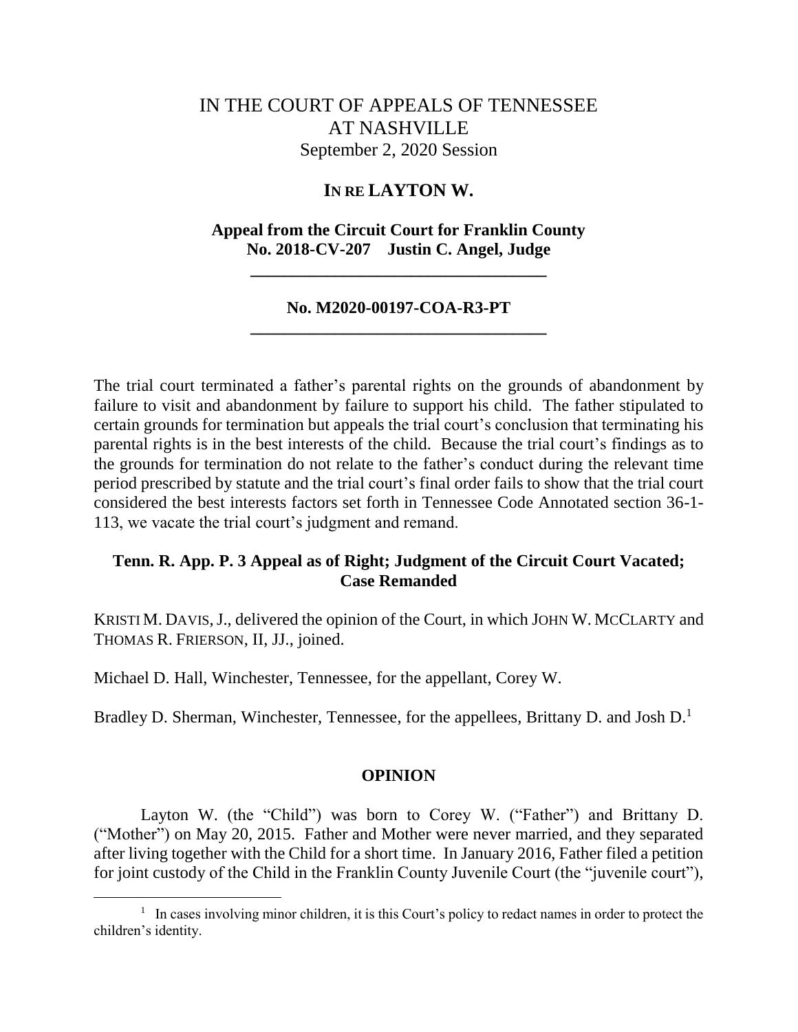IN THE COURT OF APPEALS OF TENNESSEE
AT NASHVILLE
September 2, 2020 Session

**IN RE LAYTON W.**

**Appeal from the Circuit Court for Franklin County**
**No. 2018-CV-207 Justin C. Angel, Judge**

---

**No. M2020-00197-COA-R3-PT**

---

The trial court terminated a father's parental rights on the grounds of abandonment by failure to visit and abandonment by failure to support his child. The father stipulated to certain grounds for termination but appeals the trial court's conclusion that terminating his parental rights is in the best interests of the child. Because the trial court's findings as to the grounds for termination do not relate to the father's conduct during the relevant time period prescribed by statute and the trial court's final order fails to show that the trial court considered the best interests factors set forth in Tennessee Code Annotated section 36-1-113, we vacate the trial court's judgment and remand.

**Tenn. R. App. P. 3 Appeal as of Right; Judgment of the Circuit Court Vacated; Case Remanded**

KRISTI M. DAVIS, J., delivered the opinion of the Court, in which JOHN W. MCCLARTY and THOMAS R. FRIERSON, II, JJ., joined.

Michael D. Hall, Winchester, Tennessee, for the appellant, Corey W.

Bradley D. Sherman, Winchester, Tennessee, for the appellees, Brittany D. and Josh D.[1]

**OPINION**

Layton W. (the "Child") was born to Corey W. ("Father") and Brittany D. ("Mother") on May 20, 2015. Father and Mother were never married, and they separated after living together with the Child for a short time. In January 2016, Father filed a petition for joint custody of the Child in the Franklin County Juvenile Court (the "juvenile court"),

[1] In cases involving minor children, it is this Court's policy to redact names in order to protect the children's identity.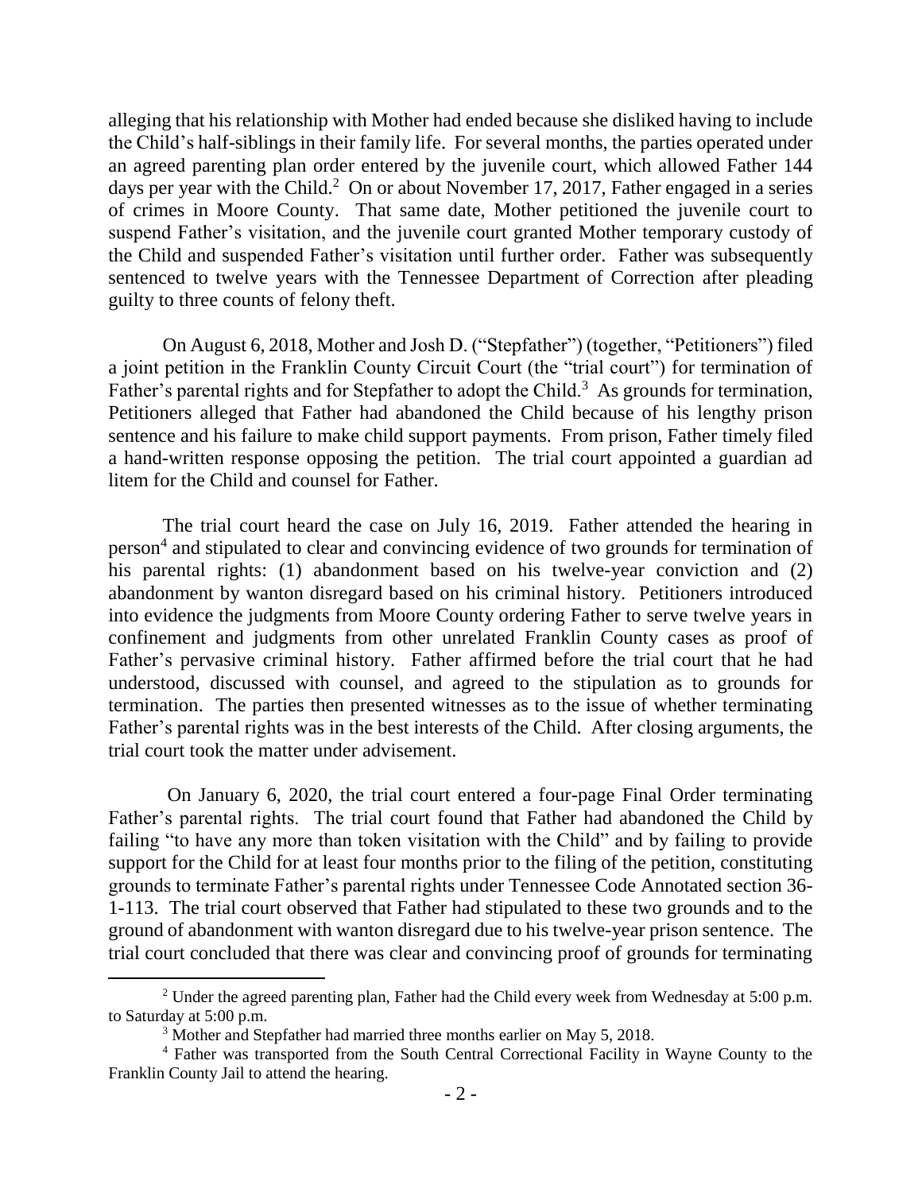alleging that his relationship with Mother had ended because she disliked having to include the Child's half-siblings in their family life. For several months, the parties operated under an agreed parenting plan order entered by the juvenile court, which allowed Father 144 days per year with the Child.[2] On or about November 17, 2017, Father engaged in a series of crimes in Moore County. That same date, Mother petitioned the juvenile court to suspend Father's visitation, and the juvenile court granted Mother temporary custody of the Child and suspended Father's visitation until further order. Father was subsequently sentenced to twelve years with the Tennessee Department of Correction after pleading guilty to three counts of felony theft.

On August 6, 2018, Mother and Josh D. ("Stepfather") (together, "Petitioners") filed a joint petition in the Franklin County Circuit Court (the "trial court") for termination of Father's parental rights and for Stepfather to adopt the Child.[3] As grounds for termination, Petitioners alleged that Father had abandoned the Child because of his lengthy prison sentence and his failure to make child support payments. From prison, Father timely filed a hand-written response opposing the petition. The trial court appointed a guardian ad litem for the Child and counsel for Father.

The trial court heard the case on July 16, 2019. Father attended the hearing in person[4] and stipulated to clear and convincing evidence of two grounds for termination of his parental rights: (1) abandonment based on his twelve-year conviction and (2) abandonment by wanton disregard based on his criminal history. Petitioners introduced into evidence the judgments from Moore County ordering Father to serve twelve years in confinement and judgments from other unrelated Franklin County cases as proof of Father's pervasive criminal history. Father affirmed before the trial court that he had understood, discussed with counsel, and agreed to the stipulation as to grounds for termination. The parties then presented witnesses as to the issue of whether terminating Father's parental rights was in the best interests of the Child. After closing arguments, the trial court took the matter under advisement.

On January 6, 2020, the trial court entered a four-page Final Order terminating Father's parental rights. The trial court found that Father had abandoned the Child by failing "to have any more than token visitation with the Child" and by failing to provide support for the Child for at least four months prior to the filing of the petition, constituting grounds to terminate Father's parental rights under Tennessee Code Annotated section 36-1-113. The trial court observed that Father had stipulated to these two grounds and to the ground of abandonment with wanton disregard due to his twelve-year prison sentence. The trial court concluded that there was clear and convincing proof of grounds for terminating

---

[2] Under the agreed parenting plan, Father had the Child every week from Wednesday at 5:00 p.m. to Saturday at 5:00 p.m.

[3] Mother and Stepfather had married three months earlier on May 5, 2018.

[4] Father was transported from the South Central Correctional Facility in Wayne County to the Franklin County Jail to attend the hearing.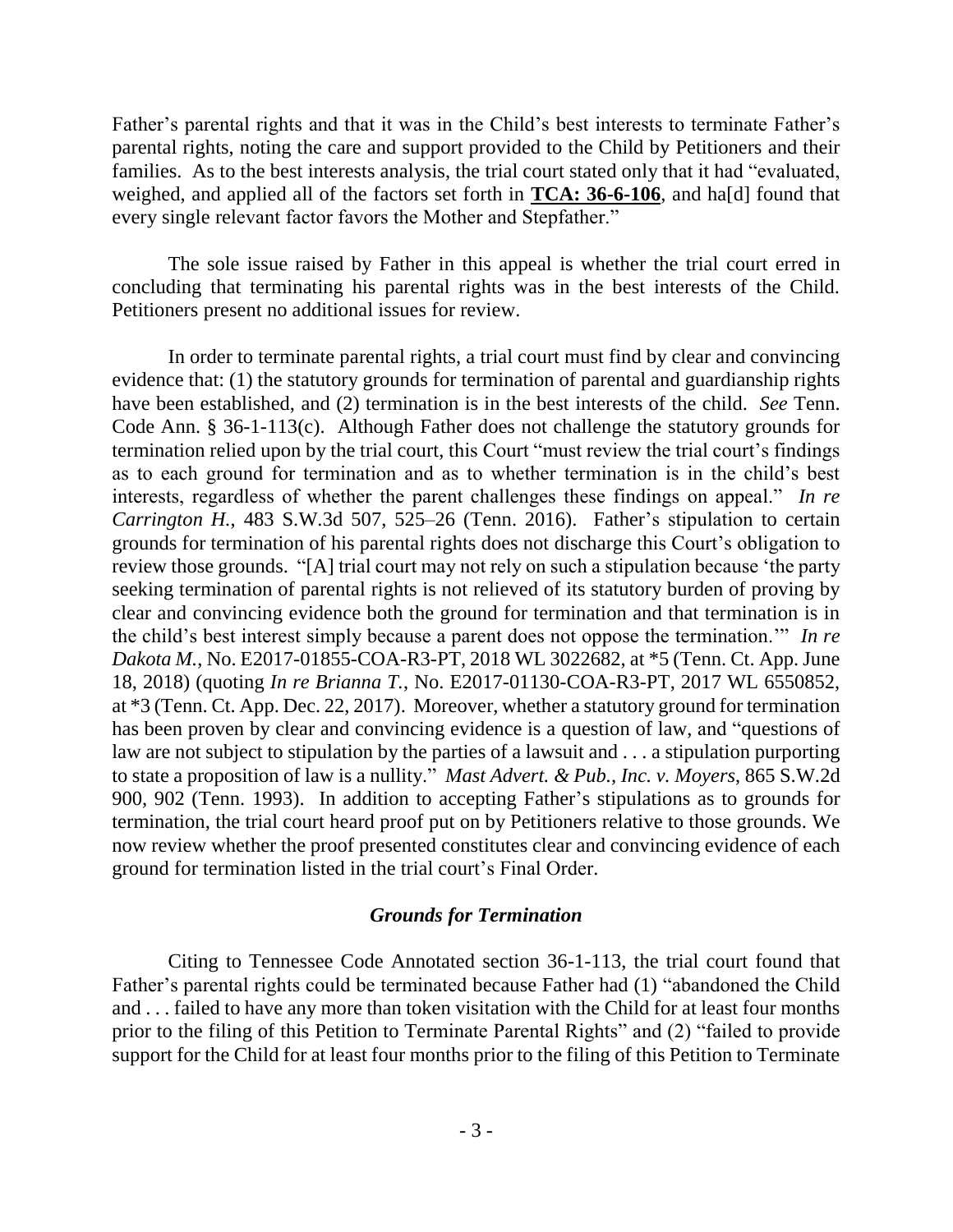Father's parental rights and that it was in the Child's best interests to terminate Father's parental rights, noting the care and support provided to the Child by Petitioners and their families. As to the best interests analysis, the trial court stated only that it had "evaluated, weighed, and applied all of the factors set forth in **TCA: 36-6-106**, and ha[d] found that every single relevant factor favors the Mother and Stepfather."

The sole issue raised by Father in this appeal is whether the trial court erred in concluding that terminating his parental rights was in the best interests of the Child. Petitioners present no additional issues for review.

In order to terminate parental rights, a trial court must find by clear and convincing evidence that: (1) the statutory grounds for termination of parental and guardianship rights have been established, and (2) termination is in the best interests of the child. *See* Tenn. Code Ann. § 36-1-113(c). Although Father does not challenge the statutory grounds for termination relied upon by the trial court, this Court "must review the trial court's findings as to each ground for termination and as to whether termination is in the child's best interests, regardless of whether the parent challenges these findings on appeal." *In re Carrington H.*, 483 S.W.3d 507, 525–26 (Tenn. 2016). Father's stipulation to certain grounds for termination of his parental rights does not discharge this Court's obligation to review those grounds. "[A] trial court may not rely on such a stipulation because 'the party seeking termination of parental rights is not relieved of its statutory burden of proving by clear and convincing evidence both the ground for termination and that termination is in the child's best interest simply because a parent does not oppose the termination.'" *In re Dakota M.*, No. E2017-01855-COA-R3-PT, 2018 WL 3022682, at *5 (Tenn. Ct. App. June 18, 2018) (quoting *In re Brianna T.*, No. E2017-01130-COA-R3-PT, 2017 WL 6550852, at *3 (Tenn. Ct. App. Dec. 22, 2017). Moreover, whether a statutory ground for termination has been proven by clear and convincing evidence is a question of law, and "questions of law are not subject to stipulation by the parties of a lawsuit and . . . a stipulation purporting to state a proposition of law is a nullity." *Mast Advert. & Pub., Inc. v. Moyers*, 865 S.W.2d 900, 902 (Tenn. 1993). In addition to accepting Father's stipulations as to grounds for termination, the trial court heard proof put on by Petitioners relative to those grounds. We now review whether the proof presented constitutes clear and convincing evidence of each ground for termination listed in the trial court's Final Order.

### *Grounds for Termination*

Citing to Tennessee Code Annotated section 36-1-113, the trial court found that Father's parental rights could be terminated because Father had (1) "abandoned the Child and . . . failed to have any more than token visitation with the Child for at least four months prior to the filing of this Petition to Terminate Parental Rights" and (2) "failed to provide support for the Child for at least four months prior to the filing of this Petition to Terminate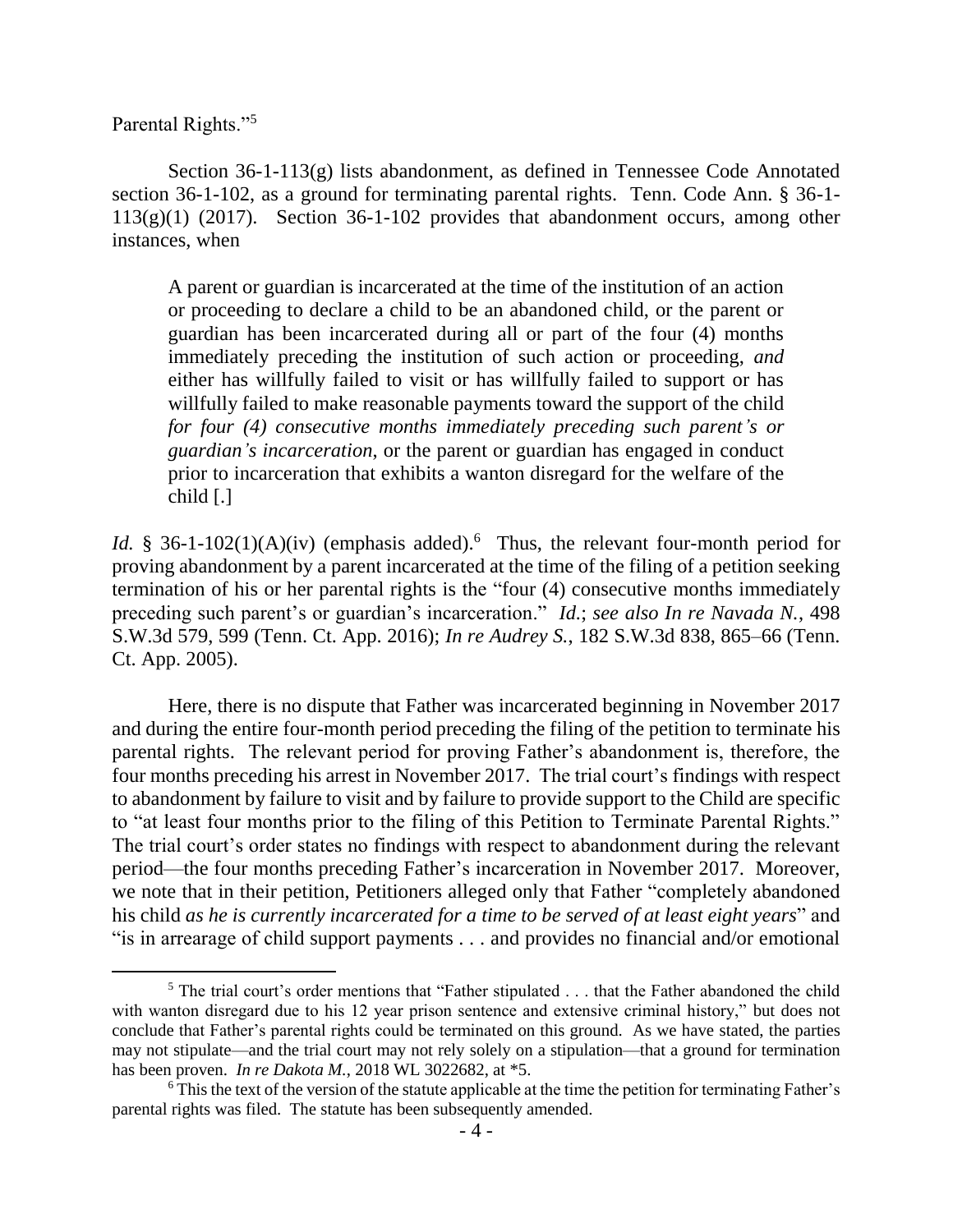Parental Rights."[5]

Section 36-1-113(g) lists abandonment, as defined in Tennessee Code Annotated section 36-1-102, as a ground for terminating parental rights. Tenn. Code Ann. § 36-1-113(g)(1) (2017). Section 36-1-102 provides that abandonment occurs, among other instances, when

> A parent or guardian is incarcerated at the time of the institution of an action or proceeding to declare a child to be an abandoned child, or the parent or guardian has been incarcerated during all or part of the four (4) months immediately preceding the institution of such action or proceeding, *and* either has willfully failed to visit or has willfully failed to support or has willfully failed to make reasonable payments toward the support of the child *for four (4) consecutive months immediately preceding such parent's or guardian's incarceration*, or the parent or guardian has engaged in conduct prior to incarceration that exhibits a wanton disregard for the welfare of the child [.]

*Id.* § 36-1-102(1)(A)(iv) (emphasis added).[6] Thus, the relevant four-month period for proving abandonment by a parent incarcerated at the time of the filing of a petition seeking termination of his or her parental rights is the "four (4) consecutive months immediately preceding such parent's or guardian's incarceration." *Id.*; *see also In re Navada N.*, 498 S.W.3d 579, 599 (Tenn. Ct. App. 2016); *In re Audrey S.*, 182 S.W.3d 838, 865–66 (Tenn. Ct. App. 2005).

Here, there is no dispute that Father was incarcerated beginning in November 2017 and during the entire four-month period preceding the filing of the petition to terminate his parental rights. The relevant period for proving Father's abandonment is, therefore, the four months preceding his arrest in November 2017. The trial court's findings with respect to abandonment by failure to visit and by failure to provide support to the Child are specific to "at least four months prior to the filing of this Petition to Terminate Parental Rights." The trial court's order states no findings with respect to abandonment during the relevant period—the four months preceding Father's incarceration in November 2017. Moreover, we note that in their petition, Petitioners alleged only that Father "completely abandoned his child *as he is currently incarcerated for a time to be served of at least eight years*" and "is in arrearage of child support payments . . . and provides no financial and/or emotional

---

[5] The trial court's order mentions that "Father stipulated . . . that the Father abandoned the child with wanton disregard due to his 12 year prison sentence and extensive criminal history," but does not conclude that Father's parental rights could be terminated on this ground. As we have stated, the parties may not stipulate—and the trial court may not rely solely on a stipulation—that a ground for termination has been proven. *In re Dakota M.*, 2018 WL 3022682, at *5.

[6] This the text of the version of the statute applicable at the time the petition for terminating Father's parental rights was filed. The statute has been subsequently amended.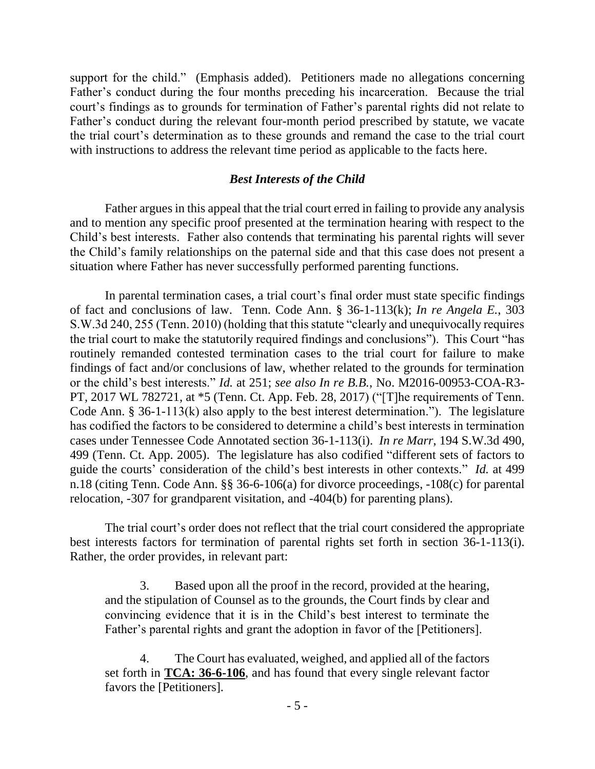support for the child." (Emphasis added). Petitioners made no allegations concerning Father's conduct during the four months preceding his incarceration. Because the trial court's findings as to grounds for termination of Father's parental rights did not relate to Father's conduct during the relevant four-month period prescribed by statute, we vacate the trial court's determination as to these grounds and remand the case to the trial court with instructions to address the relevant time period as applicable to the facts here.

### *Best Interests of the Child*

Father argues in this appeal that the trial court erred in failing to provide any analysis and to mention any specific proof presented at the termination hearing with respect to the Child's best interests. Father also contends that terminating his parental rights will sever the Child's family relationships on the paternal side and that this case does not present a situation where Father has never successfully performed parenting functions.

In parental termination cases, a trial court's final order must state specific findings of fact and conclusions of law. Tenn. Code Ann. § 36-1-113(k); *In re Angela E.*, 303 S.W.3d 240, 255 (Tenn. 2010) (holding that this statute "clearly and unequivocally requires the trial court to make the statutorily required findings and conclusions"). This Court "has routinely remanded contested termination cases to the trial court for failure to make findings of fact and/or conclusions of law, whether related to the grounds for termination or the child's best interests." *Id.* at 251; *see also In re B.B.*, No. M2016-00953-COA-R3-PT, 2017 WL 782721, at *5 (Tenn. Ct. App. Feb. 28, 2017) ("[T]he requirements of Tenn. Code Ann. § 36-1-113(k) also apply to the best interest determination."). The legislature has codified the factors to be considered to determine a child's best interests in termination cases under Tennessee Code Annotated section 36-1-113(i). *In re Marr*, 194 S.W.3d 490, 499 (Tenn. Ct. App. 2005). The legislature has also codified "different sets of factors to guide the courts' consideration of the child's best interests in other contexts." *Id.* at 499 n.18 (citing Tenn. Code Ann. §§ 36-6-106(a) for divorce proceedings, -108(c) for parental relocation, -307 for grandparent visitation, and -404(b) for parenting plans).

The trial court's order does not reflect that the trial court considered the appropriate best interests factors for termination of parental rights set forth in section 36-1-113(i). Rather, the order provides, in relevant part:

> 3. Based upon all the proof in the record, provided at the hearing, and the stipulation of Counsel as to the grounds, the Court finds by clear and convincing evidence that it is in the Child's best interest to terminate the Father's parental rights and grant the adoption in favor of the [Petitioners].
>
> 4. The Court has evaluated, weighed, and applied all of the factors set forth in **<u>TCA: 36-6-106</u>**, and has found that every single relevant factor favors the [Petitioners].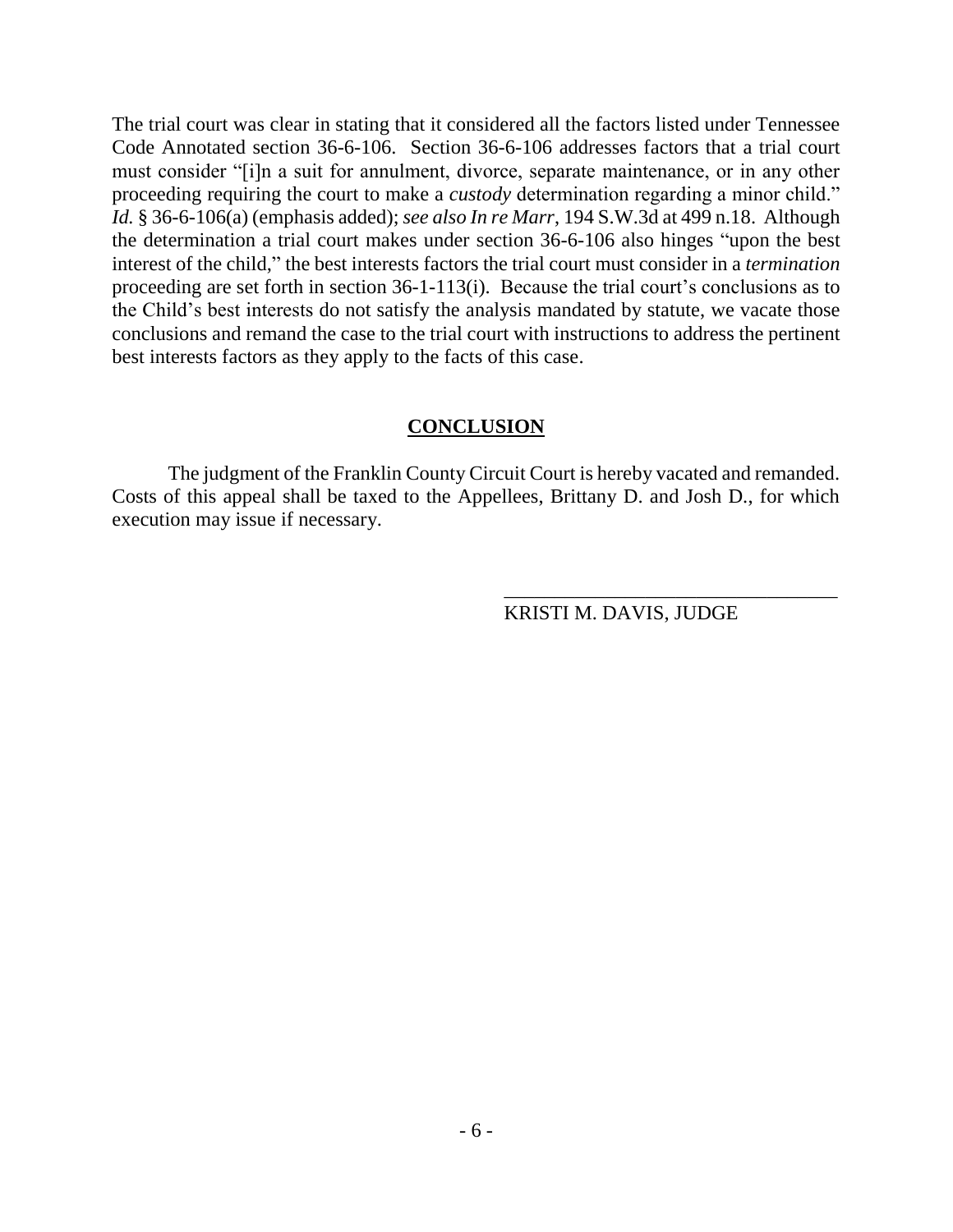The trial court was clear in stating that it considered all the factors listed under Tennessee Code Annotated section 36-6-106. Section 36-6-106 addresses factors that a trial court must consider "[i]n a suit for annulment, divorce, separate maintenance, or in any other proceeding requiring the court to make a *custody* determination regarding a minor child." *Id.* § 36-6-106(a) (emphasis added); *see also In re Marr*, 194 S.W.3d at 499 n.18. Although the determination a trial court makes under section 36-6-106 also hinges "upon the best interest of the child," the best interests factors the trial court must consider in a *termination* proceeding are set forth in section 36-1-113(i). Because the trial court's conclusions as to the Child's best interests do not satisfy the analysis mandated by statute, we vacate those conclusions and remand the case to the trial court with instructions to address the pertinent best interests factors as they apply to the facts of this case.

## **CONCLUSION**

The judgment of the Franklin County Circuit Court is hereby vacated and remanded. Costs of this appeal shall be taxed to the Appellees, Brittany D. and Josh D., for which execution may issue if necessary.

_________________________________
KRISTI M. DAVIS, JUDGE